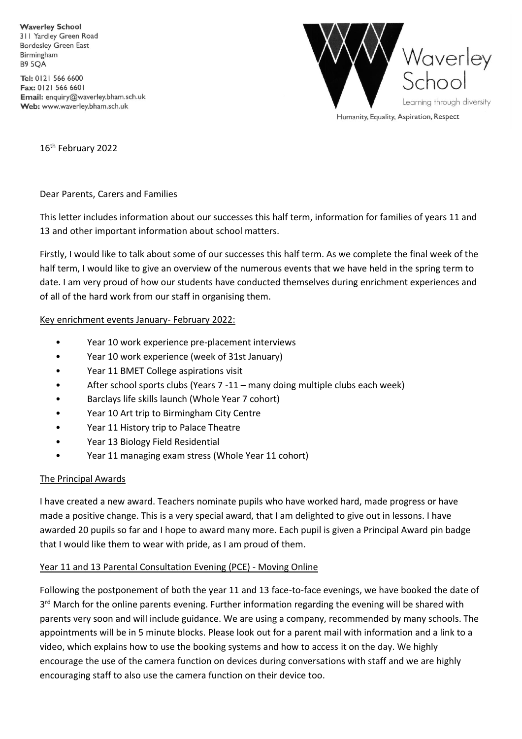**Waverley School**
311 Yardley Green Road
Bordesley Green East
Birmingham
B9 5QA

**Tel:** 0121 566 6600
**Fax:** 0121 566 6601
**Email:** enquiry@waverley.bham.sch.uk
**Web:** www.waverley.bham.sch.uk

Waverley School
Learning through diversity
Humanity, Equality, Aspiration, Respect

16th February 2022

Dear Parents, Carers and Families

This letter includes information about our successes this half term, information for families of years 11 and 13 and other important information about school matters.

Firstly, I would like to talk about some of our successes this half term. As we complete the final week of the half term, I would like to give an overview of the numerous events that we have held in the spring term to date. I am very proud of how our students have conducted themselves during enrichment experiences and of all of the hard work from our staff in organising them.

Key enrichment events January- February 2022:

- Year 10 work experience pre-placement interviews
- Year 10 work experience (week of 31st January)
- Year 11 BMET College aspirations visit
- After school sports clubs (Years 7 -11 – many doing multiple clubs each week)
- Barclays life skills launch (Whole Year 7 cohort)
- Year 10 Art trip to Birmingham City Centre
- Year 11 History trip to Palace Theatre
- Year 13 Biology Field Residential
- Year 11 managing exam stress (Whole Year 11 cohort)

The Principal Awards

I have created a new award. Teachers nominate pupils who have worked hard, made progress or have made a positive change. This is a very special award, that I am delighted to give out in lessons. I have awarded 20 pupils so far and I hope to award many more. Each pupil is given a Principal Award pin badge that I would like them to wear with pride, as I am proud of them.

Year 11 and 13 Parental Consultation Evening (PCE) - Moving Online

Following the postponement of both the year 11 and 13 face-to-face evenings, we have booked the date of 3rd March for the online parents evening. Further information regarding the evening will be shared with parents very soon and will include guidance. We are using a company, recommended by many schools. The appointments will be in 5 minute blocks. Please look out for a parent mail with information and a link to a video, which explains how to use the booking systems and how to access it on the day. We highly encourage the use of the camera function on devices during conversations with staff and we are highly encouraging staff to also use the camera function on their device too.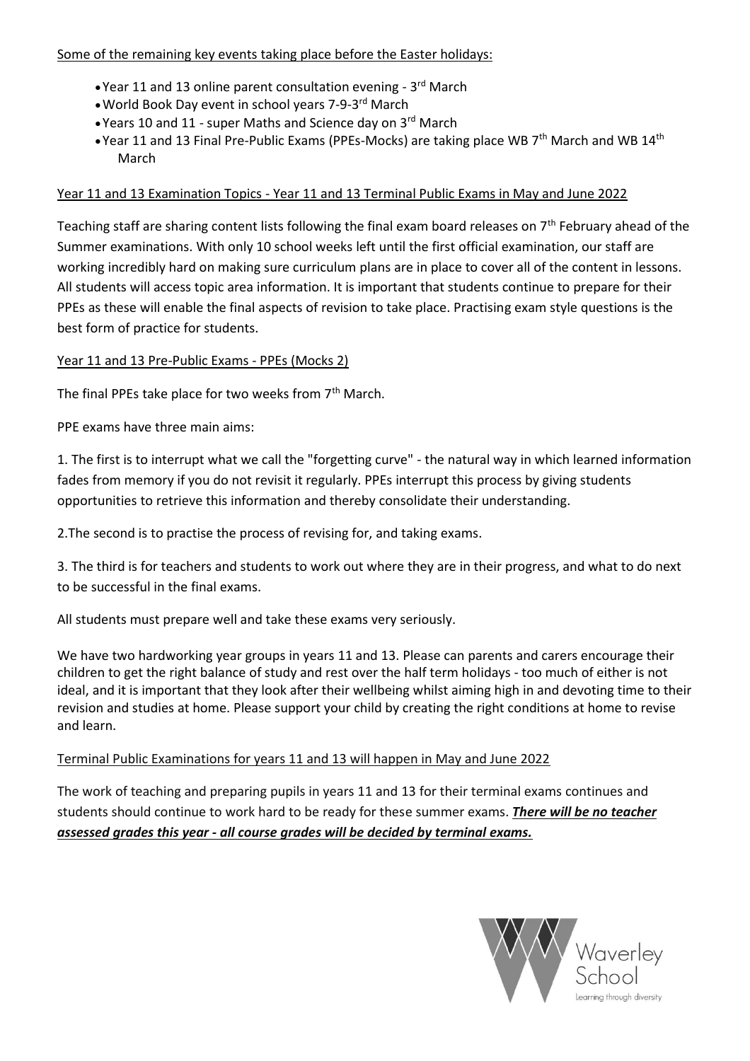Some of the remaining key events taking place before the Easter holidays:

- Year 11 and 13 online parent consultation evening - 3rd March
- World Book Day event in school years 7-9-3rd March
- Years 10 and 11 - super Maths and Science day on 3rd March
- Year 11 and 13 Final Pre-Public Exams (PPEs-Mocks) are taking place WB 7th March and WB 14th March

Year 11 and 13 Examination Topics - Year 11 and 13 Terminal Public Exams in May and June 2022

Teaching staff are sharing content lists following the final exam board releases on 7th February ahead of the Summer examinations. With only 10 school weeks left until the first official examination, our staff are working incredibly hard on making sure curriculum plans are in place to cover all of the content in lessons. All students will access topic area information. It is important that students continue to prepare for their PPEs as these will enable the final aspects of revision to take place. Practising exam style questions is the best form of practice for students.

Year 11 and 13 Pre-Public Exams - PPEs (Mocks 2)

The final PPEs take place for two weeks from 7th March.

PPE exams have three main aims:

1. The first is to interrupt what we call the "forgetting curve" - the natural way in which learned information fades from memory if you do not revisit it regularly. PPEs interrupt this process by giving students opportunities to retrieve this information and thereby consolidate their understanding.

2.The second is to practise the process of revising for, and taking exams.

3. The third is for teachers and students to work out where they are in their progress, and what to do next to be successful in the final exams.

All students must prepare well and take these exams very seriously.

We have two hardworking year groups in years 11 and 13. Please can parents and carers encourage their children to get the right balance of study and rest over the half term holidays - too much of either is not ideal, and it is important that they look after their wellbeing whilst aiming high in and devoting time to their revision and studies at home. Please support your child by creating the right conditions at home to revise and learn.

Terminal Public Examinations for years 11 and 13 will happen in May and June 2022

The work of teaching and preparing pupils in years 11 and 13 for their terminal exams continues and students should continue to work hard to be ready for these summer exams. ***There will be no teacher assessed grades this year - all course grades will be decided by terminal exams.***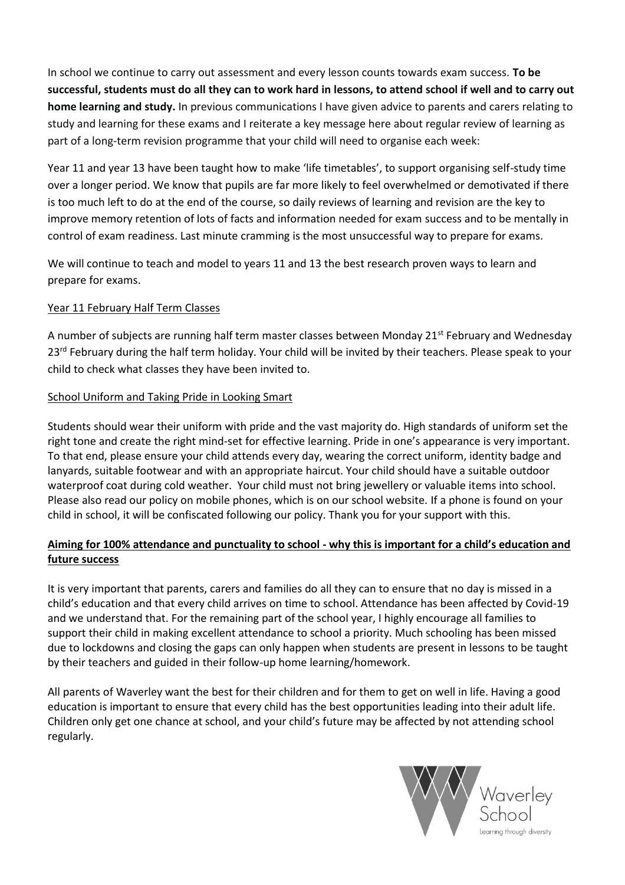In school we continue to carry out assessment and every lesson counts towards exam success. **To be successful, students must do all they can to work hard in lessons, to attend school if well and to carry out home learning and study.** In previous communications I have given advice to parents and carers relating to study and learning for these exams and I reiterate a key message here about regular review of learning as part of a long-term revision programme that your child will need to organise each week:

Year 11 and year 13 have been taught how to make 'life timetables', to support organising self-study time over a longer period. We know that pupils are far more likely to feel overwhelmed or demotivated if there is too much left to do at the end of the course, so daily reviews of learning and revision are the key to improve memory retention of lots of facts and information needed for exam success and to be mentally in control of exam readiness. Last minute cramming is the most unsuccessful way to prepare for exams.

We will continue to teach and model to years 11 and 13 the best research proven ways to learn and prepare for exams.

## Year 11 February Half Term Classes

A number of subjects are running half term master classes between Monday 21st February and Wednesday 23rd February during the half term holiday. Your child will be invited by their teachers. Please speak to your child to check what classes they have been invited to.

## School Uniform and Taking Pride in Looking Smart

Students should wear their uniform with pride and the vast majority do. High standards of uniform set the right tone and create the right mind-set for effective learning. Pride in one's appearance is very important. To that end, please ensure your child attends every day, wearing the correct uniform, identity badge and lanyards, suitable footwear and with an appropriate haircut. Your child should have a suitable outdoor waterproof coat during cold weather. Your child must not bring jewellery or valuable items into school. Please also read our policy on mobile phones, which is on our school website. If a phone is found on your child in school, it will be confiscated following our policy. Thank you for your support with this.

## Aiming for 100% attendance and punctuality to school - why this is important for a child's education and future success

It is very important that parents, carers and families do all they can to ensure that no day is missed in a child's education and that every child arrives on time to school. Attendance has been affected by Covid-19 and we understand that. For the remaining part of the school year, I highly encourage all families to support their child in making excellent attendance to school a priority. Much schooling has been missed due to lockdowns and closing the gaps can only happen when students are present in lessons to be taught by their teachers and guided in their follow-up home learning/homework.

All parents of Waverley want the best for their children and for them to get on well in life. Having a good education is important to ensure that every child has the best opportunities leading into their adult life. Children only get one chance at school, and your child's future may be affected by not attending school regularly.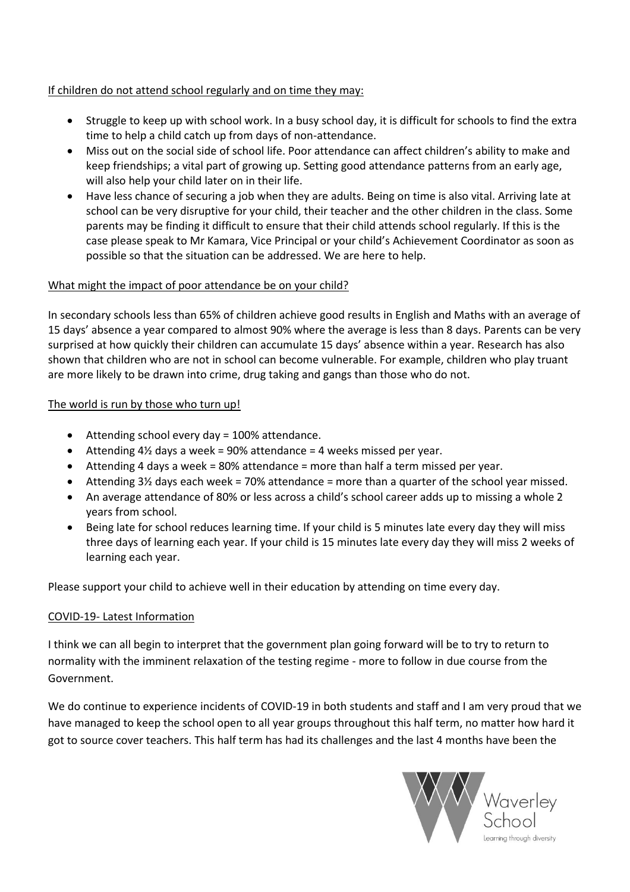If children do not attend school regularly and on time they may:

- Struggle to keep up with school work. In a busy school day, it is difficult for schools to find the extra time to help a child catch up from days of non-attendance.
- Miss out on the social side of school life. Poor attendance can affect children's ability to make and keep friendships; a vital part of growing up. Setting good attendance patterns from an early age, will also help your child later on in their life.
- Have less chance of securing a job when they are adults. Being on time is also vital. Arriving late at school can be very disruptive for your child, their teacher and the other children in the class. Some parents may be finding it difficult to ensure that their child attends school regularly. If this is the case please speak to Mr Kamara, Vice Principal or your child's Achievement Coordinator as soon as possible so that the situation can be addressed. We are here to help.

What might the impact of poor attendance be on your child?

In secondary schools less than 65% of children achieve good results in English and Maths with an average of 15 days' absence a year compared to almost 90% where the average is less than 8 days. Parents can be very surprised at how quickly their children can accumulate 15 days' absence within a year. Research has also shown that children who are not in school can become vulnerable. For example, children who play truant are more likely to be drawn into crime, drug taking and gangs than those who do not.

The world is run by those who turn up!

- Attending school every day = 100% attendance.
- Attending 4½ days a week = 90% attendance = 4 weeks missed per year.
- Attending 4 days a week = 80% attendance = more than half a term missed per year.
- Attending 3½ days each week = 70% attendance = more than a quarter of the school year missed.
- An average attendance of 80% or less across a child's school career adds up to missing a whole 2 years from school.
- Being late for school reduces learning time. If your child is 5 minutes late every day they will miss three days of learning each year. If your child is 15 minutes late every day they will miss 2 weeks of learning each year.

Please support your child to achieve well in their education by attending on time every day.

COVID-19- Latest Information

I think we can all begin to interpret that the government plan going forward will be to try to return to normality with the imminent relaxation of the testing regime - more to follow in due course from the Government.

We do continue to experience incidents of COVID-19 in both students and staff and I am very proud that we have managed to keep the school open to all year groups throughout this half term, no matter how hard it got to source cover teachers. This half term has had its challenges and the last 4 months have been the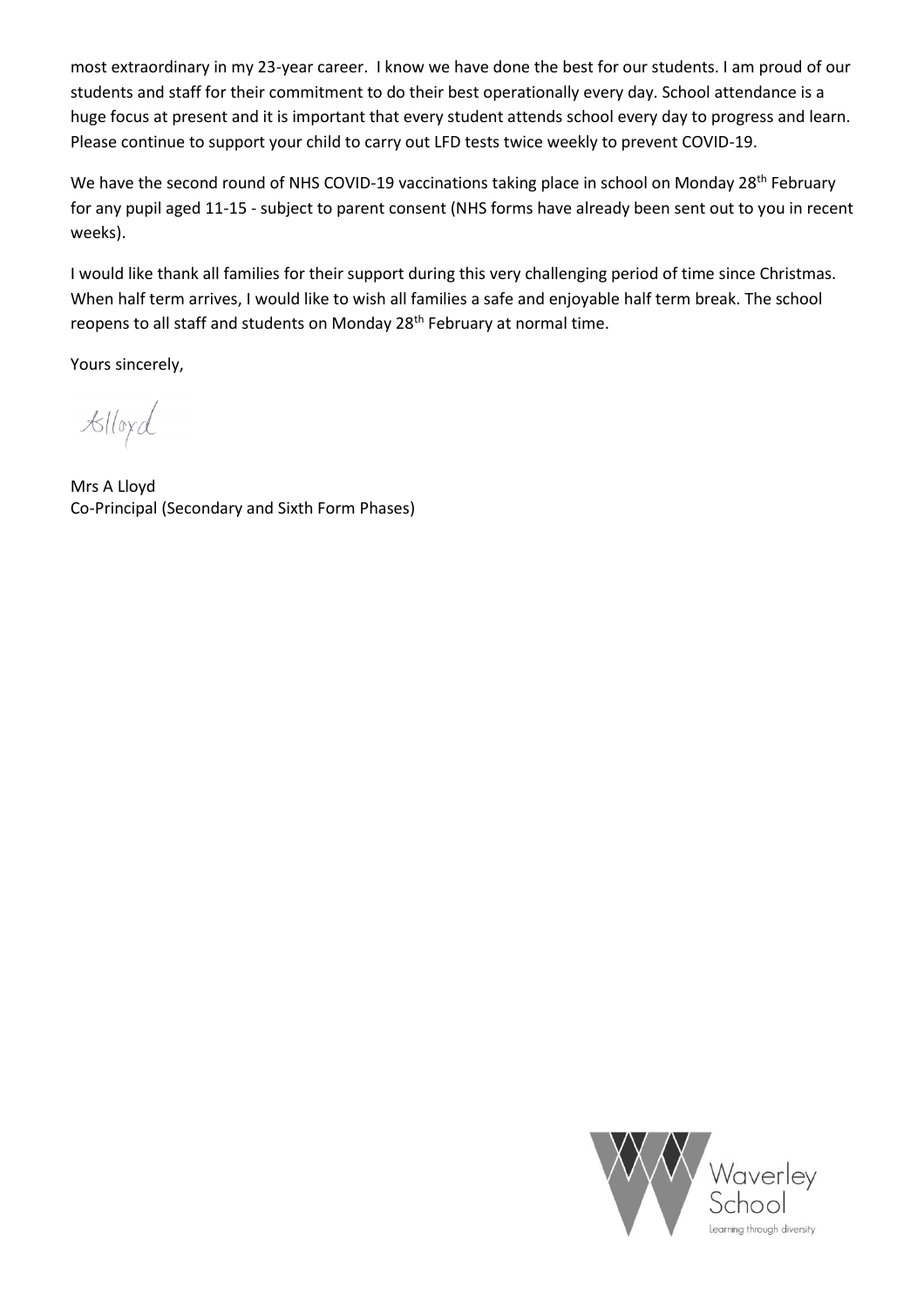most extraordinary in my 23-year career. I know we have done the best for our students. I am proud of our students and staff for their commitment to do their best operationally every day. School attendance is a huge focus at present and it is important that every student attends school every day to progress and learn. Please continue to support your child to carry out LFD tests twice weekly to prevent COVID-19.

We have the second round of NHS COVID-19 vaccinations taking place in school on Monday 28th February for any pupil aged 11-15 - subject to parent consent (NHS forms have already been sent out to you in recent weeks).

I would like thank all families for their support during this very challenging period of time since Christmas. When half term arrives, I would like to wish all families a safe and enjoyable half term break. The school reopens to all staff and students on Monday 28th February at normal time.

Yours sincerely,

ALloyd

Mrs A Lloyd
Co-Principal (Secondary and Sixth Form Phases)

Waverley School
Learning through diversity